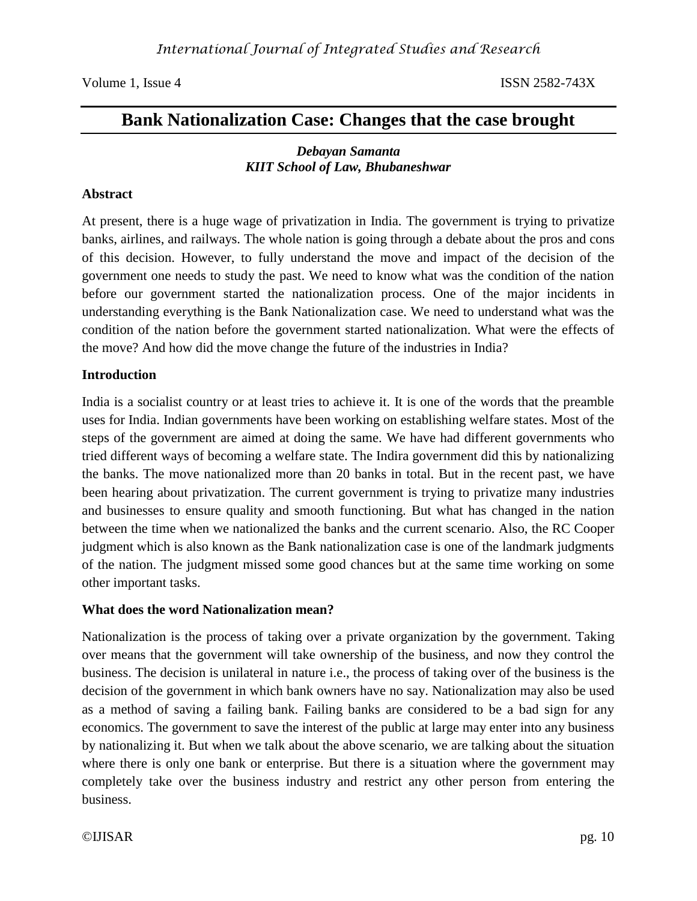# Bank Nationalization Case: Changes that the case brought

***Debayan Samanta***
***KIIT School of Law, Bhubaneshwar***

## Abstract

At present, there is a huge wage of privatization in India. The government is trying to privatize banks, airlines, and railways. The whole nation is going through a debate about the pros and cons of this decision. However, to fully understand the move and impact of the decision of the government one needs to study the past. We need to know what was the condition of the nation before our government started the nationalization process. One of the major incidents in understanding everything is the Bank Nationalization case. We need to understand what was the condition of the nation before the government started nationalization. What were the effects of the move? And how did the move change the future of the industries in India?

## Introduction

India is a socialist country or at least tries to achieve it. It is one of the words that the preamble uses for India. Indian governments have been working on establishing welfare states. Most of the steps of the government are aimed at doing the same. We have had different governments who tried different ways of becoming a welfare state. The Indira government did this by nationalizing the banks. The move nationalized more than 20 banks in total. But in the recent past, we have been hearing about privatization. The current government is trying to privatize many industries and businesses to ensure quality and smooth functioning. But what has changed in the nation between the time when we nationalized the banks and the current scenario. Also, the RC Cooper judgment which is also known as the Bank nationalization case is one of the landmark judgments of the nation. The judgment missed some good chances but at the same time working on some other important tasks.

## What does the word Nationalization mean?

Nationalization is the process of taking over a private organization by the government. Taking over means that the government will take ownership of the business, and now they control the business. The decision is unilateral in nature i.e., the process of taking over of the business is the decision of the government in which bank owners have no say. Nationalization may also be used as a method of saving a failing bank. Failing banks are considered to be a bad sign for any economics. The government to save the interest of the public at large may enter into any business by nationalizing it. But when we talk about the above scenario, we are talking about the situation where there is only one bank or enterprise. But there is a situation where the government may completely take over the business industry and restrict any other person from entering the business.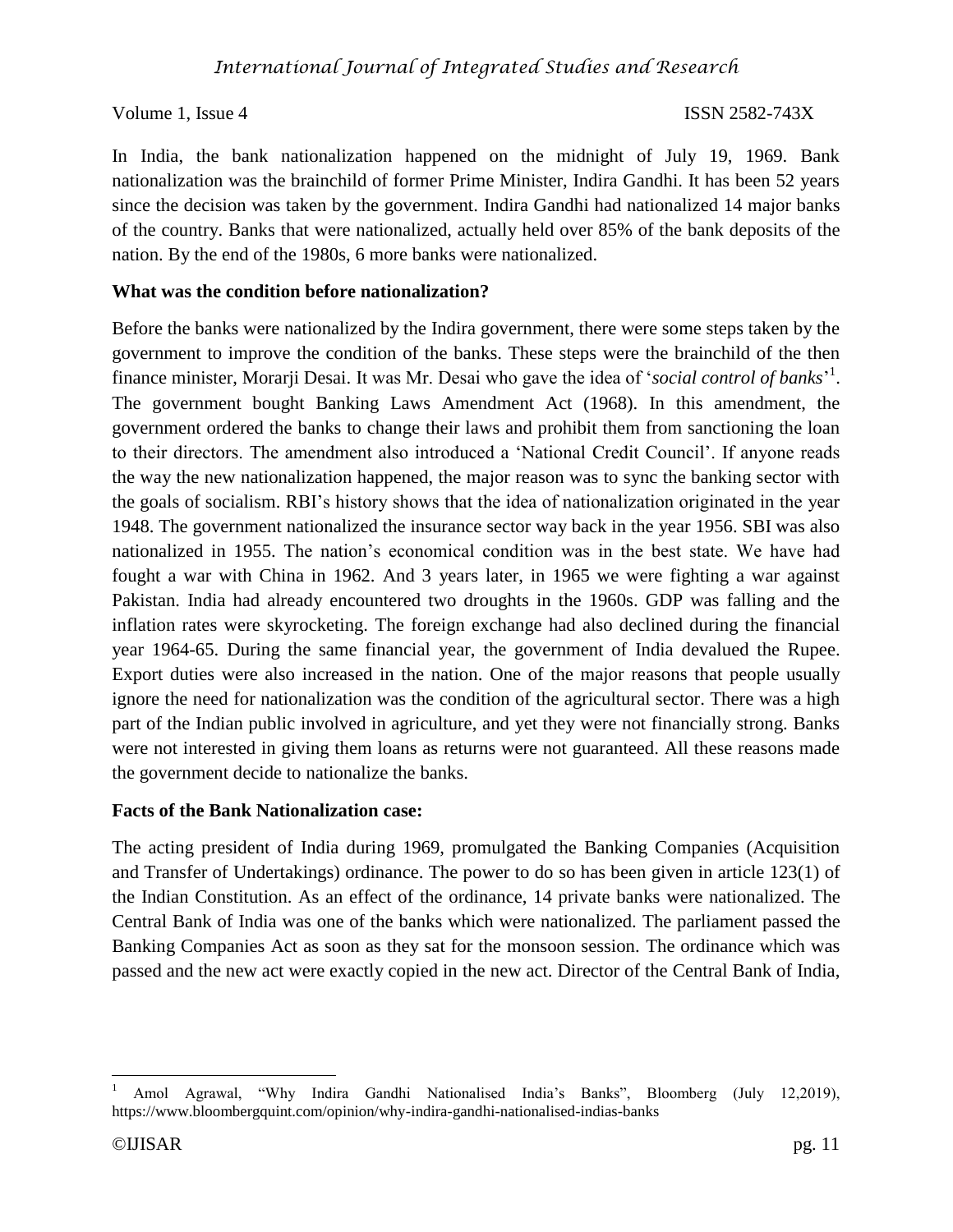In India, the bank nationalization happened on the midnight of July 19, 1969. Bank nationalization was the brainchild of former Prime Minister, Indira Gandhi. It has been 52 years since the decision was taken by the government. Indira Gandhi had nationalized 14 major banks of the country. Banks that were nationalized, actually held over 85% of the bank deposits of the nation. By the end of the 1980s, 6 more banks were nationalized.

**What was the condition before nationalization?**

Before the banks were nationalized by the Indira government, there were some steps taken by the government to improve the condition of the banks. These steps were the brainchild of the then finance minister, Morarji Desai. It was Mr. Desai who gave the idea of '*social control of banks*'[1]. The government bought Banking Laws Amendment Act (1968). In this amendment, the government ordered the banks to change their laws and prohibit them from sanctioning the loan to their directors. The amendment also introduced a 'National Credit Council'. If anyone reads the way the new nationalization happened, the major reason was to sync the banking sector with the goals of socialism. RBI's history shows that the idea of nationalization originated in the year 1948. The government nationalized the insurance sector way back in the year 1956. SBI was also nationalized in 1955. The nation's economical condition was in the best state. We have had fought a war with China in 1962. And 3 years later, in 1965 we were fighting a war against Pakistan. India had already encountered two droughts in the 1960s. GDP was falling and the inflation rates were skyrocketing. The foreign exchange had also declined during the financial year 1964-65. During the same financial year, the government of India devalued the Rupee. Export duties were also increased in the nation. One of the major reasons that people usually ignore the need for nationalization was the condition of the agricultural sector. There was a high part of the Indian public involved in agriculture, and yet they were not financially strong. Banks were not interested in giving them loans as returns were not guaranteed. All these reasons made the government decide to nationalize the banks.

**Facts of the Bank Nationalization case:**

The acting president of India during 1969, promulgated the Banking Companies (Acquisition and Transfer of Undertakings) ordinance. The power to do so has been given in article 123(1) of the Indian Constitution. As an effect of the ordinance, 14 private banks were nationalized. The Central Bank of India was one of the banks which were nationalized. The parliament passed the Banking Companies Act as soon as they sat for the monsoon session. The ordinance which was passed and the new act were exactly copied in the new act. Director of the Central Bank of India,

---

[1] Amol Agrawal, "Why Indira Gandhi Nationalised India's Banks", Bloomberg (July 12,2019), https://www.bloombergquint.com/opinion/why-indira-gandhi-nationalised-indias-banks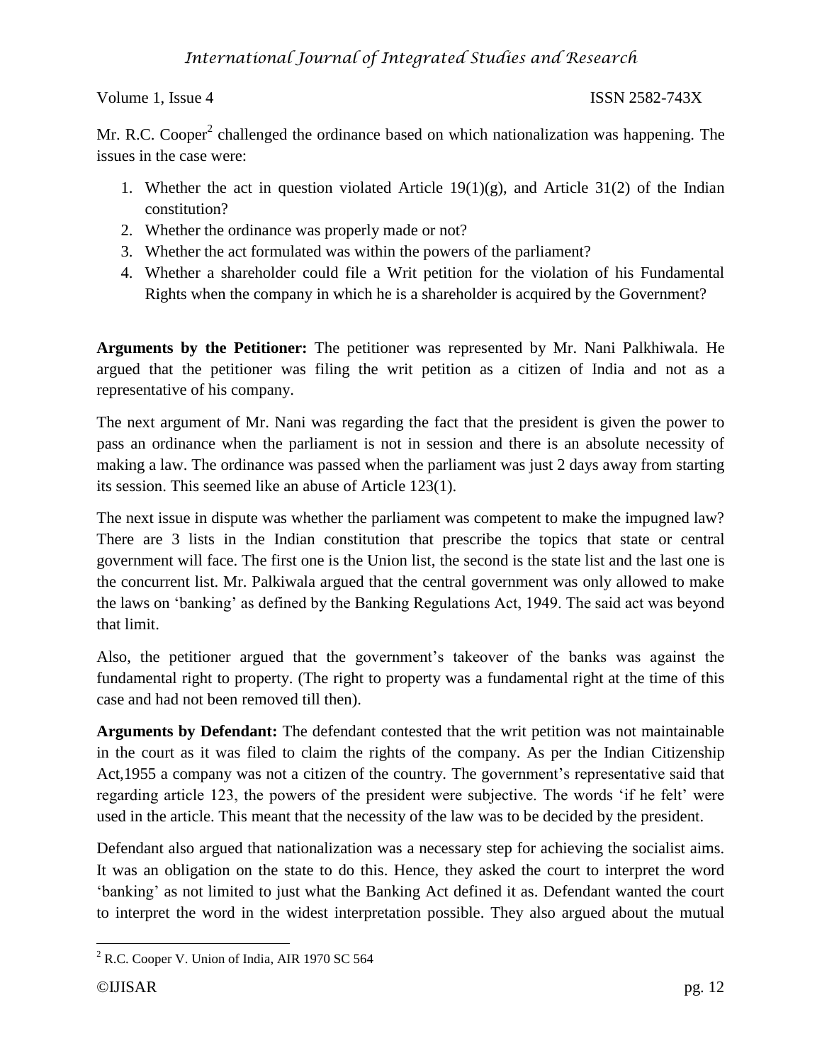Mr. R.C. Cooper[2] challenged the ordinance based on which nationalization was happening. The issues in the case were:

1. Whether the act in question violated Article 19(1)(g), and Article 31(2) of the Indian constitution?
2. Whether the ordinance was properly made or not?
3. Whether the act formulated was within the powers of the parliament?
4. Whether a shareholder could file a Writ petition for the violation of his Fundamental Rights when the company in which he is a shareholder is acquired by the Government?

**Arguments by the Petitioner:** The petitioner was represented by Mr. Nani Palkhiwala. He argued that the petitioner was filing the writ petition as a citizen of India and not as a representative of his company.

The next argument of Mr. Nani was regarding the fact that the president is given the power to pass an ordinance when the parliament is not in session and there is an absolute necessity of making a law. The ordinance was passed when the parliament was just 2 days away from starting its session. This seemed like an abuse of Article 123(1).

The next issue in dispute was whether the parliament was competent to make the impugned law? There are 3 lists in the Indian constitution that prescribe the topics that state or central government will face. The first one is the Union list, the second is the state list and the last one is the concurrent list. Mr. Palkiwala argued that the central government was only allowed to make the laws on 'banking' as defined by the Banking Regulations Act, 1949. The said act was beyond that limit.

Also, the petitioner argued that the government's takeover of the banks was against the fundamental right to property. (The right to property was a fundamental right at the time of this case and had not been removed till then).

**Arguments by Defendant:** The defendant contested that the writ petition was not maintainable in the court as it was filed to claim the rights of the company. As per the Indian Citizenship Act,1955 a company was not a citizen of the country. The government's representative said that regarding article 123, the powers of the president were subjective. The words 'if he felt' were used in the article. This meant that the necessity of the law was to be decided by the president.

Defendant also argued that nationalization was a necessary step for achieving the socialist aims. It was an obligation on the state to do this. Hence, they asked the court to interpret the word 'banking' as not limited to just what the Banking Act defined it as. Defendant wanted the court to interpret the word in the widest interpretation possible. They also argued about the mutual

[2] R.C. Cooper V. Union of India, AIR 1970 SC 564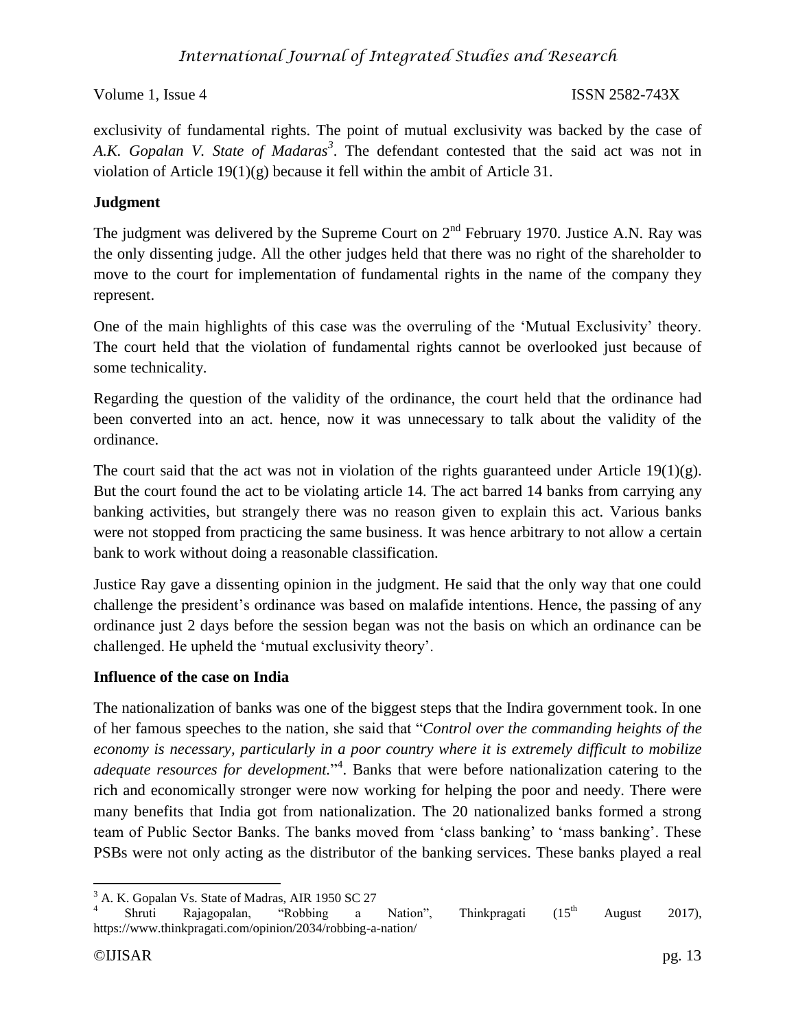exclusivity of fundamental rights. The point of mutual exclusivity was backed by the case of *A.K. Gopalan V. State of Madaras*[3]. The defendant contested that the said act was not in violation of Article 19(1)(g) because it fell within the ambit of Article 31.

**Judgment**

The judgment was delivered by the Supreme Court on 2nd February 1970. Justice A.N. Ray was the only dissenting judge. All the other judges held that there was no right of the shareholder to move to the court for implementation of fundamental rights in the name of the company they represent.

One of the main highlights of this case was the overruling of the 'Mutual Exclusivity' theory. The court held that the violation of fundamental rights cannot be overlooked just because of some technicality.

Regarding the question of the validity of the ordinance, the court held that the ordinance had been converted into an act. hence, now it was unnecessary to talk about the validity of the ordinance.

The court said that the act was not in violation of the rights guaranteed under Article 19(1)(g). But the court found the act to be violating article 14. The act barred 14 banks from carrying any banking activities, but strangely there was no reason given to explain this act. Various banks were not stopped from practicing the same business. It was hence arbitrary to not allow a certain bank to work without doing a reasonable classification.

Justice Ray gave a dissenting opinion in the judgment. He said that the only way that one could challenge the president's ordinance was based on malafide intentions. Hence, the passing of any ordinance just 2 days before the session began was not the basis on which an ordinance can be challenged. He upheld the 'mutual exclusivity theory'.

**Influence of the case on India**

The nationalization of banks was one of the biggest steps that the Indira government took. In one of her famous speeches to the nation, she said that "*Control over the commanding heights of the economy is necessary, particularly in a poor country where it is extremely difficult to mobilize adequate resources for development.*"[4]. Banks that were before nationalization catering to the rich and economically stronger were now working for helping the poor and needy. There were many benefits that India got from nationalization. The 20 nationalized banks formed a strong team of Public Sector Banks. The banks moved from 'class banking' to 'mass banking'. These PSBs were not only acting as the distributor of the banking services. These banks played a real

---

[3] A. K. Gopalan Vs. State of Madras, AIR 1950 SC 27

[4] Shruti Rajagopalan, "Robbing a Nation", Thinkpragati (15th August 2017), https://www.thinkpragati.com/opinion/2034/robbing-a-nation/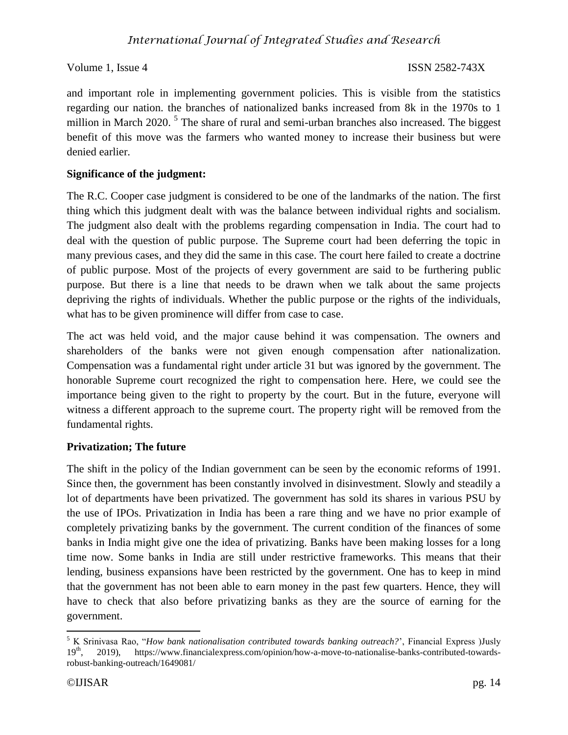and important role in implementing government policies. This is visible from the statistics regarding our nation. the branches of nationalized banks increased from 8k in the 1970s to 1 million in March 2020. [5] The share of rural and semi-urban branches also increased. The biggest benefit of this move was the farmers who wanted money to increase their business but were denied earlier.

**Significance of the judgment:**

The R.C. Cooper case judgment is considered to be one of the landmarks of the nation. The first thing which this judgment dealt with was the balance between individual rights and socialism. The judgment also dealt with the problems regarding compensation in India. The court had to deal with the question of public purpose. The Supreme court had been deferring the topic in many previous cases, and they did the same in this case. The court here failed to create a doctrine of public purpose. Most of the projects of every government are said to be furthering public purpose. But there is a line that needs to be drawn when we talk about the same projects depriving the rights of individuals. Whether the public purpose or the rights of the individuals, what has to be given prominence will differ from case to case.

The act was held void, and the major cause behind it was compensation. The owners and shareholders of the banks were not given enough compensation after nationalization. Compensation was a fundamental right under article 31 but was ignored by the government. The honorable Supreme court recognized the right to compensation here. Here, we could see the importance being given to the right to property by the court. But in the future, everyone will witness a different approach to the supreme court. The property right will be removed from the fundamental rights.

**Privatization; The future**

The shift in the policy of the Indian government can be seen by the economic reforms of 1991. Since then, the government has been constantly involved in disinvestment. Slowly and steadily a lot of departments have been privatized. The government has sold its shares in various PSU by the use of IPOs. Privatization in India has been a rare thing and we have no prior example of completely privatizing banks by the government. The current condition of the finances of some banks in India might give one the idea of privatizing. Banks have been making losses for a long time now. Some banks in India are still under restrictive frameworks. This means that their lending, business expansions have been restricted by the government. One has to keep in mind that the government has not been able to earn money in the past few quarters. Hence, they will have to check that also before privatizing banks as they are the source of earning for the government.

---

[5] K Srinivasa Rao, "*How bank nationalisation contributed towards banking outreach?*', Financial Express )Jusly 19th, 2019), https://www.financialexpress.com/opinion/how-a-move-to-nationalise-banks-contributed-towards-robust-banking-outreach/1649081/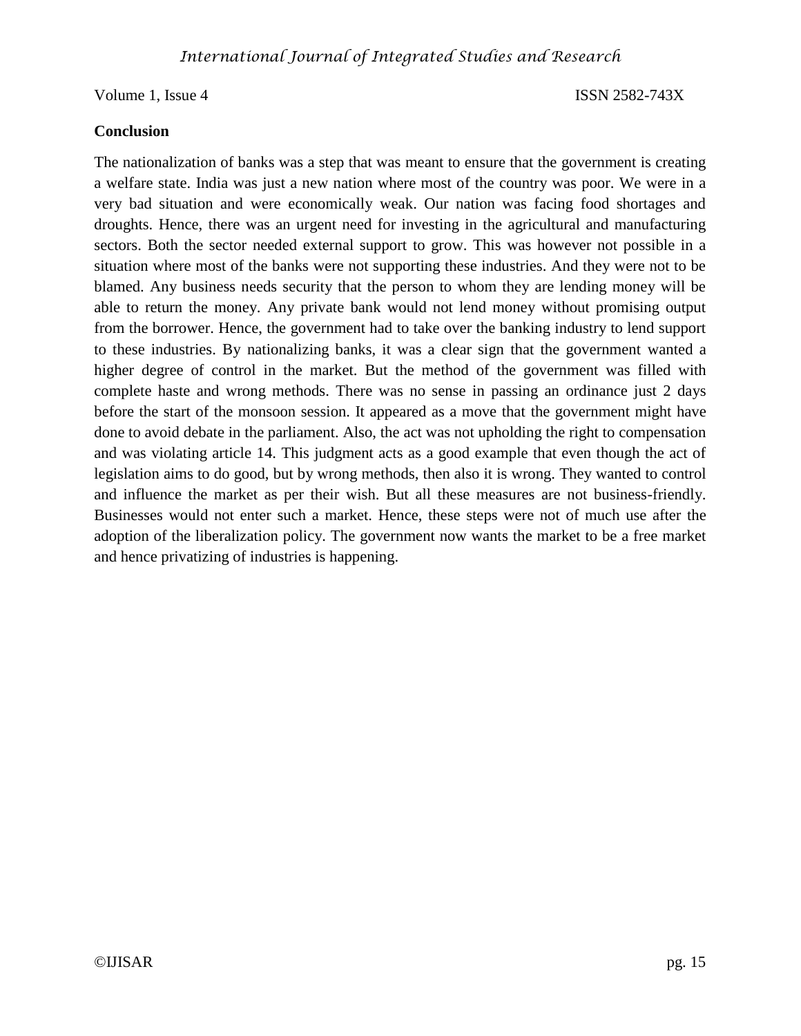**Conclusion**

The nationalization of banks was a step that was meant to ensure that the government is creating a welfare state. India was just a new nation where most of the country was poor. We were in a very bad situation and were economically weak. Our nation was facing food shortages and droughts. Hence, there was an urgent need for investing in the agricultural and manufacturing sectors. Both the sector needed external support to grow. This was however not possible in a situation where most of the banks were not supporting these industries. And they were not to be blamed. Any business needs security that the person to whom they are lending money will be able to return the money. Any private bank would not lend money without promising output from the borrower. Hence, the government had to take over the banking industry to lend support to these industries. By nationalizing banks, it was a clear sign that the government wanted a higher degree of control in the market. But the method of the government was filled with complete haste and wrong methods. There was no sense in passing an ordinance just 2 days before the start of the monsoon session. It appeared as a move that the government might have done to avoid debate in the parliament. Also, the act was not upholding the right to compensation and was violating article 14. This judgment acts as a good example that even though the act of legislation aims to do good, but by wrong methods, then also it is wrong. They wanted to control and influence the market as per their wish. But all these measures are not business-friendly. Businesses would not enter such a market. Hence, these steps were not of much use after the adoption of the liberalization policy. The government now wants the market to be a free market and hence privatizing of industries is happening.